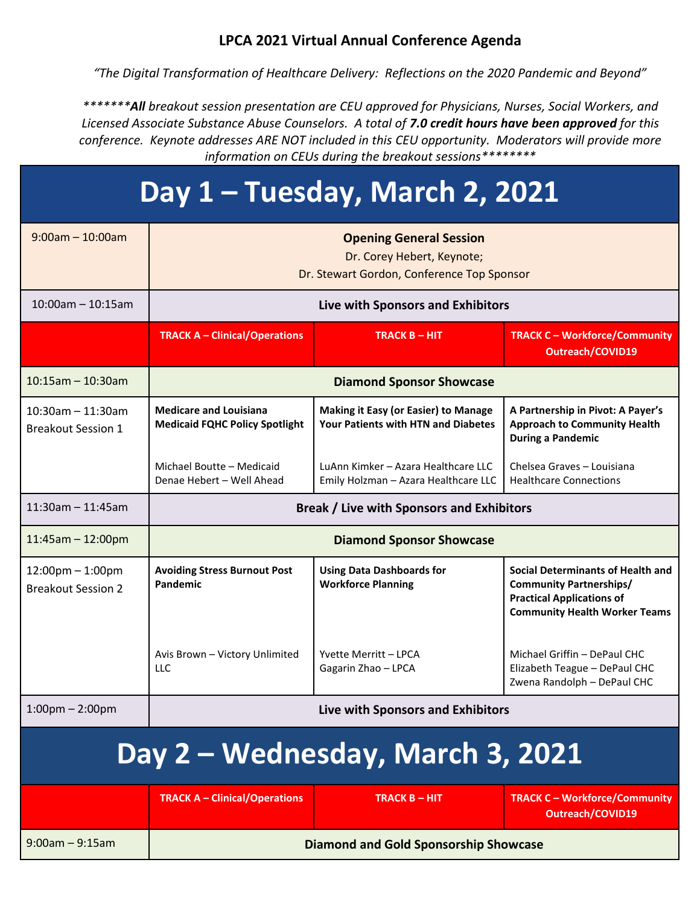**LPCA 2021 Virtual Annual Conference Agenda**

*"The Digital Transformation of Healthcare Delivery: Reflections on the 2020 Pandemic and Beyond"*

*\*\*\*\*\*\*\****All*** *breakout session presentation are CEU approved for Physicians, Nurses, Social Workers, and Licensed Associate Substance Abuse Counselors. A total of* ***7.0 credit hours have been approved*** *for this conference. Keynote addresses ARE NOT included in this CEU opportunity. Moderators will provide more information on CEUs during the breakout sessions\*\*\*\*\*\*\*\**

# Day 1 – Tuesday, March 2, 2021

| | | | |
|---|---|---|---|
| 9:00am – 10:00am | **Opening General Session**<br>Dr. Corey Hebert, Keynote;<br>Dr. Stewart Gordon, Conference Top Sponsor | | |
| 10:00am – 10:15am | **Live with Sponsors and Exhibitors** | | |
| | **TRACK A – Clinical/Operations** | **TRACK B – HIT** | **TRACK C – Workforce/Community Outreach/COVID19** |
| 10:15am – 10:30am | **Diamond Sponsor Showcase** | | |
| 10:30am – 11:30am<br>Breakout Session 1 | **Medicare and Louisiana Medicaid FQHC Policy Spotlight**<br><br>Michael Boutte – Medicaid<br>Denae Hebert – Well Ahead | **Making it Easy (or Easier) to Manage Your Patients with HTN and Diabetes**<br><br>LuAnn Kimker – Azara Healthcare LLC<br>Emily Holzman – Azara Healthcare LLC | **A Partnership in Pivot: A Payer's Approach to Community Health During a Pandemic**<br><br>Chelsea Graves – Louisiana Healthcare Connections |
| 11:30am – 11:45am | **Break / Live with Sponsors and Exhibitors** | | |
| 11:45am – 12:00pm | **Diamond Sponsor Showcase** | | |
| 12:00pm – 1:00pm<br>Breakout Session 2 | **Avoiding Stress Burnout Post Pandemic**<br><br>Avis Brown – Victory Unlimited LLC | **Using Data Dashboards for Workforce Planning**<br><br>Yvette Merritt – LPCA<br>Gagarin Zhao – LPCA | **Social Determinants of Health and Community Partnerships/ Practical Applications of Community Health Worker Teams**<br><br>Michael Griffin – DePaul CHC<br>Elizabeth Teague – DePaul CHC<br>Zwena Randolph – DePaul CHC |
| 1:00pm – 2:00pm | **Live with Sponsors and Exhibitors** | | |

# Day 2 – Wednesday, March 3, 2021

| | | | |
|---|---|---|---|
| | **TRACK A – Clinical/Operations** | **TRACK B – HIT** | **TRACK C – Workforce/Community Outreach/COVID19** |
| 9:00am – 9:15am | **Diamond and Gold Sponsorship Showcase** | | |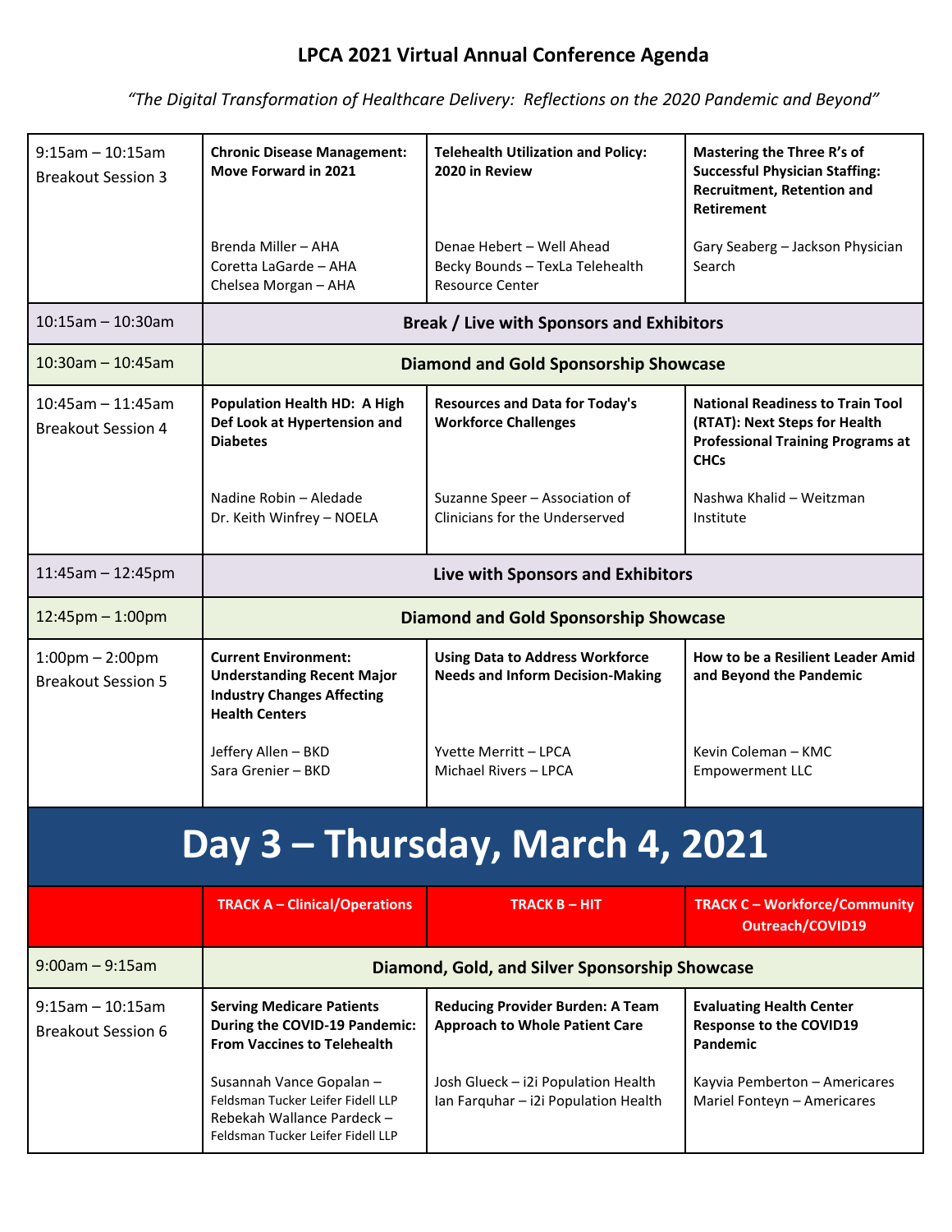# LPCA 2021 Virtual Annual Conference Agenda

*"The Digital Transformation of Healthcare Delivery: Reflections on the 2020 Pandemic and Beyond"*

| | | | |
|---|---|---|---|
| 9:15am – 10:15am<br>Breakout Session 3 | **Chronic Disease Management: Move Forward in 2021**<br><br>Brenda Miller – AHA<br>Coretta LaGarde – AHA<br>Chelsea Morgan – AHA | **Telehealth Utilization and Policy: 2020 in Review**<br><br>Denae Hebert – Well Ahead<br>Becky Bounds – TexLa Telehealth Resource Center | **Mastering the Three R's of Successful Physician Staffing: Recruitment, Retention and Retirement**<br><br>Gary Seaberg – Jackson Physician Search |
| 10:15am – 10:30am | **Break / Live with Sponsors and Exhibitors** | | |
| 10:30am – 10:45am | **Diamond and Gold Sponsorship Showcase** | | |
| 10:45am – 11:45am<br>Breakout Session 4 | **Population Health HD: A High Def Look at Hypertension and Diabetes**<br><br>Nadine Robin – Aledade<br>Dr. Keith Winfrey – NOELA | **Resources and Data for Today's Workforce Challenges**<br><br>Suzanne Speer – Association of Clinicians for the Underserved | **National Readiness to Train Tool (RTAT): Next Steps for Health Professional Training Programs at CHCs**<br><br>Nashwa Khalid – Weitzman Institute |
| 11:45am – 12:45pm | **Live with Sponsors and Exhibitors** | | |
| 12:45pm – 1:00pm | **Diamond and Gold Sponsorship Showcase** | | |
| 1:00pm – 2:00pm<br>Breakout Session 5 | **Current Environment: Understanding Recent Major Industry Changes Affecting Health Centers**<br><br>Jeffery Allen – BKD<br>Sara Grenier – BKD | **Using Data to Address Workforce Needs and Inform Decision-Making**<br><br>Yvette Merritt – LPCA<br>Michael Rivers – LPCA | **How to be a Resilient Leader Amid and Beyond the Pandemic**<br><br>Kevin Coleman – KMC Empowerment LLC |

# Day 3 – Thursday, March 4, 2021

| | TRACK A – Clinical/Operations | TRACK B – HIT | TRACK C – Workforce/Community Outreach/COVID19 |
|---|---|---|---|
| 9:00am – 9:15am | **Diamond, Gold, and Silver Sponsorship Showcase** | | |
| 9:15am – 10:15am<br>Breakout Session 6 | **Serving Medicare Patients During the COVID-19 Pandemic: From Vaccines to Telehealth**<br><br>Susannah Vance Gopalan – Feldsman Tucker Leifer Fidell LLP<br>Rebekah Wallance Pardeck – Feldsman Tucker Leifer Fidell LLP | **Reducing Provider Burden: A Team Approach to Whole Patient Care**<br><br>Josh Glueck – i2i Population Health<br>Ian Farquhar – i2i Population Health | **Evaluating Health Center Response to the COVID19 Pandemic**<br><br>Kayvia Pemberton – Americares<br>Mariel Fonteyn – Americares |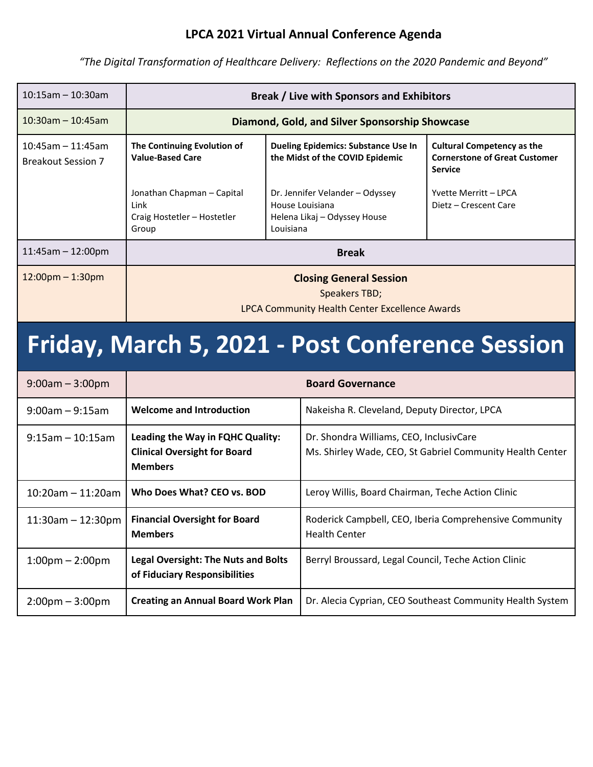# LPCA 2021 Virtual Annual Conference Agenda

*"The Digital Transformation of Healthcare Delivery: Reflections on the 2020 Pandemic and Beyond"*

| | | | |
|---|---|---|---|
| 10:15am – 10:30am | **Break / Live with Sponsors and Exhibitors** | | |
| 10:30am – 10:45am | **Diamond, Gold, and Silver Sponsorship Showcase** | | |
| 10:45am – 11:45am<br>Breakout Session 7 | **The Continuing Evolution of Value-Based Care**<br><br>Jonathan Chapman – Capital Link<br>Craig Hostetler – Hostetler Group | **Dueling Epidemics: Substance Use In the Midst of the COVID Epidemic**<br><br>Dr. Jennifer Velander – Odyssey House Louisiana<br>Helena Likaj – Odyssey House Louisiana | **Cultural Competency as the Cornerstone of Great Customer Service**<br><br>Yvette Merritt – LPCA<br>Dietz – Crescent Care |
| 11:45am – 12:00pm | **Break** | | |
| 12:00pm – 1:30pm | **Closing General Session**<br>Speakers TBD;<br>LPCA Community Health Center Excellence Awards | | |

## Friday, March 5, 2021 - Post Conference Session

| | | |
|---|---|---|
| 9:00am – 3:00pm | **Board Governance** | |
| 9:00am – 9:15am | **Welcome and Introduction** | Nakeisha R. Cleveland, Deputy Director, LPCA |
| 9:15am – 10:15am | **Leading the Way in FQHC Quality: Clinical Oversight for Board Members** | Dr. Shondra Williams, CEO, InclusivCare<br>Ms. Shirley Wade, CEO, St Gabriel Community Health Center |
| 10:20am – 11:20am | **Who Does What? CEO vs. BOD** | Leroy Willis, Board Chairman, Teche Action Clinic |
| 11:30am – 12:30pm | **Financial Oversight for Board Members** | Roderick Campbell, CEO, Iberia Comprehensive Community Health Center |
| 1:00pm – 2:00pm | **Legal Oversight: The Nuts and Bolts of Fiduciary Responsibilities** | Berryl Broussard, Legal Council, Teche Action Clinic |
| 2:00pm – 3:00pm | **Creating an Annual Board Work Plan** | Dr. Alecia Cyprian, CEO Southeast Community Health System |